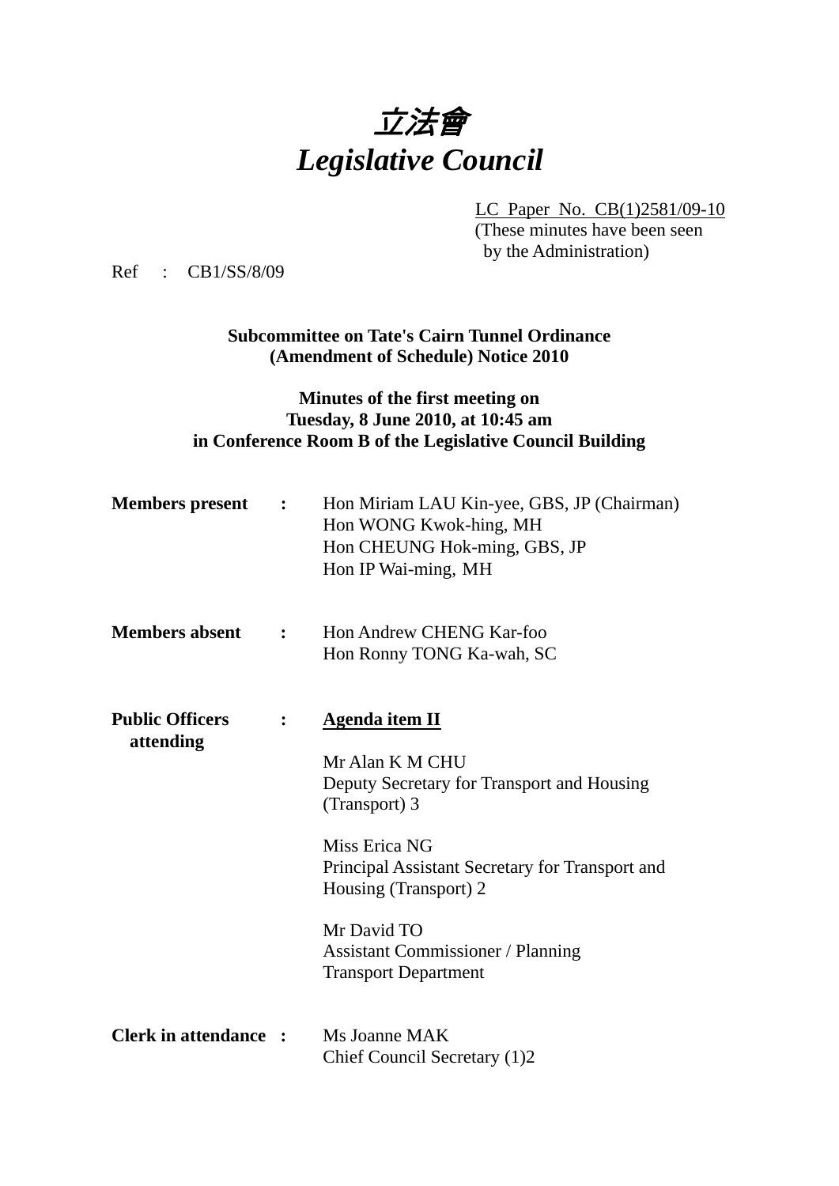# *立法會*
# *Legislative Council*

LC Paper No. CB(1)2581/09-10
(These minutes have been seen by the Administration)

Ref : CB1/SS/8/09

**Subcommittee on Tate's Cairn Tunnel Ordinance (Amendment of Schedule) Notice 2010**

**Minutes of the first meeting on Tuesday, 8 June 2010, at 10:45 am in Conference Room B of the Legislative Council Building**

**Members present :**
Hon Miriam LAU Kin-yee, GBS, JP (Chairman)
Hon WONG Kwok-hing, MH
Hon CHEUNG Hok-ming, GBS, JP
Hon IP Wai-ming, MH

**Members absent :**
Hon Andrew CHENG Kar-foo
Hon Ronny TONG Ka-wah, SC

**Public Officers attending :**

**Agenda item II**

Mr Alan K M CHU
Deputy Secretary for Transport and Housing (Transport) 3

Miss Erica NG
Principal Assistant Secretary for Transport and Housing (Transport) 2

Mr David TO
Assistant Commissioner / Planning
Transport Department

**Clerk in attendance :**
Ms Joanne MAK
Chief Council Secretary (1)2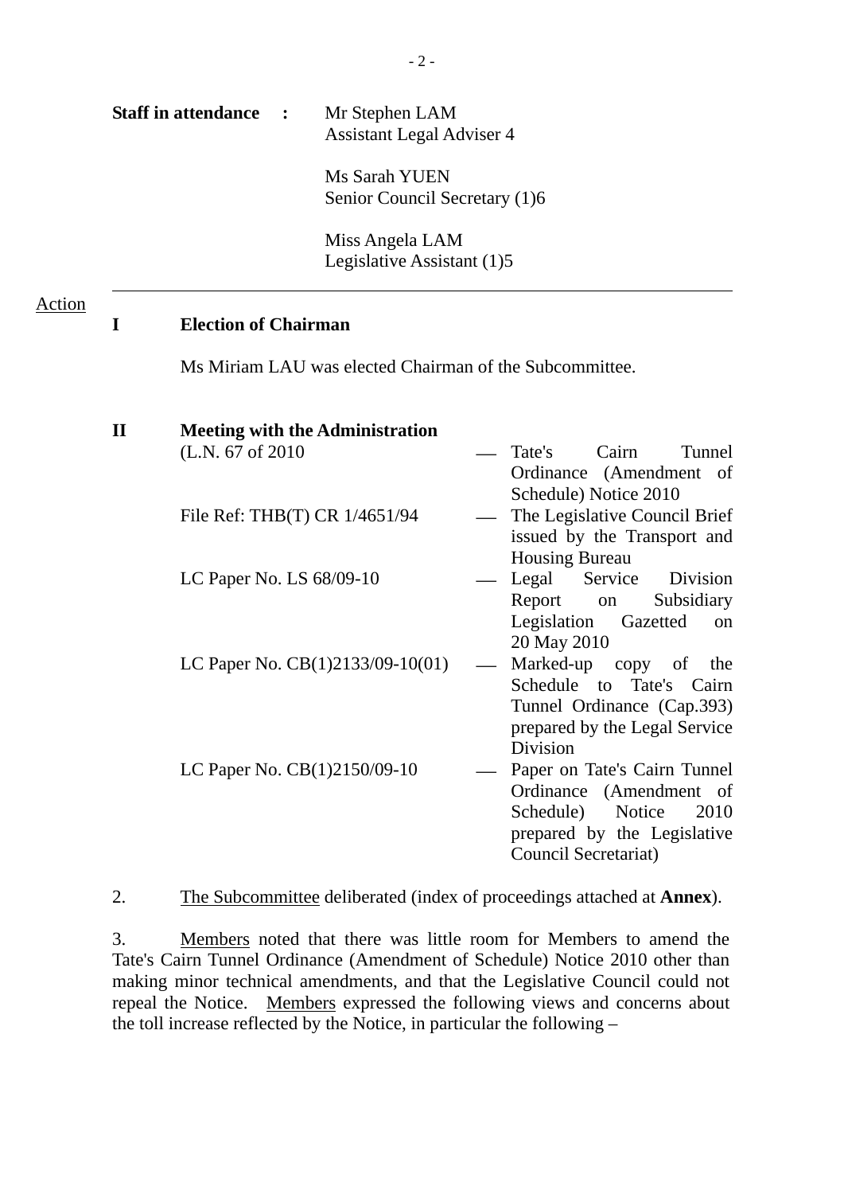**Staff in attendance :** Mr Stephen LAM
Assistant Legal Adviser 4

Ms Sarah YUEN
Senior Council Secretary (1)6

Miss Angela LAM
Legislative Assistant (1)5

---

Action

## I Election of Chairman

Ms Miriam LAU was elected Chairman of the Subcommittee.

## II Meeting with the Administration

| | | |
|---|---|---|
| (L.N. 67 of 2010 | — | Tate's Cairn Tunnel Ordinance (Amendment of Schedule) Notice 2010 |
| File Ref: THB(T) CR 1/4651/94 | — | The Legislative Council Brief issued by the Transport and Housing Bureau |
| LC Paper No. LS 68/09-10 | — | Legal Service Division Report on Subsidiary Legislation Gazetted on 20 May 2010 |
| LC Paper No. CB(1)2133/09-10(01) | — | Marked-up copy of the Schedule to Tate's Cairn Tunnel Ordinance (Cap.393) prepared by the Legal Service Division |
| LC Paper No. CB(1)2150/09-10 | — | Paper on Tate's Cairn Tunnel Ordinance (Amendment of Schedule) Notice 2010 prepared by the Legislative Council Secretariat) |

2. The Subcommittee deliberated (index of proceedings attached at **Annex**).

3. Members noted that there was little room for Members to amend the Tate's Cairn Tunnel Ordinance (Amendment of Schedule) Notice 2010 other than making minor technical amendments, and that the Legislative Council could not repeal the Notice. Members expressed the following views and concerns about the toll increase reflected by the Notice, in particular the following –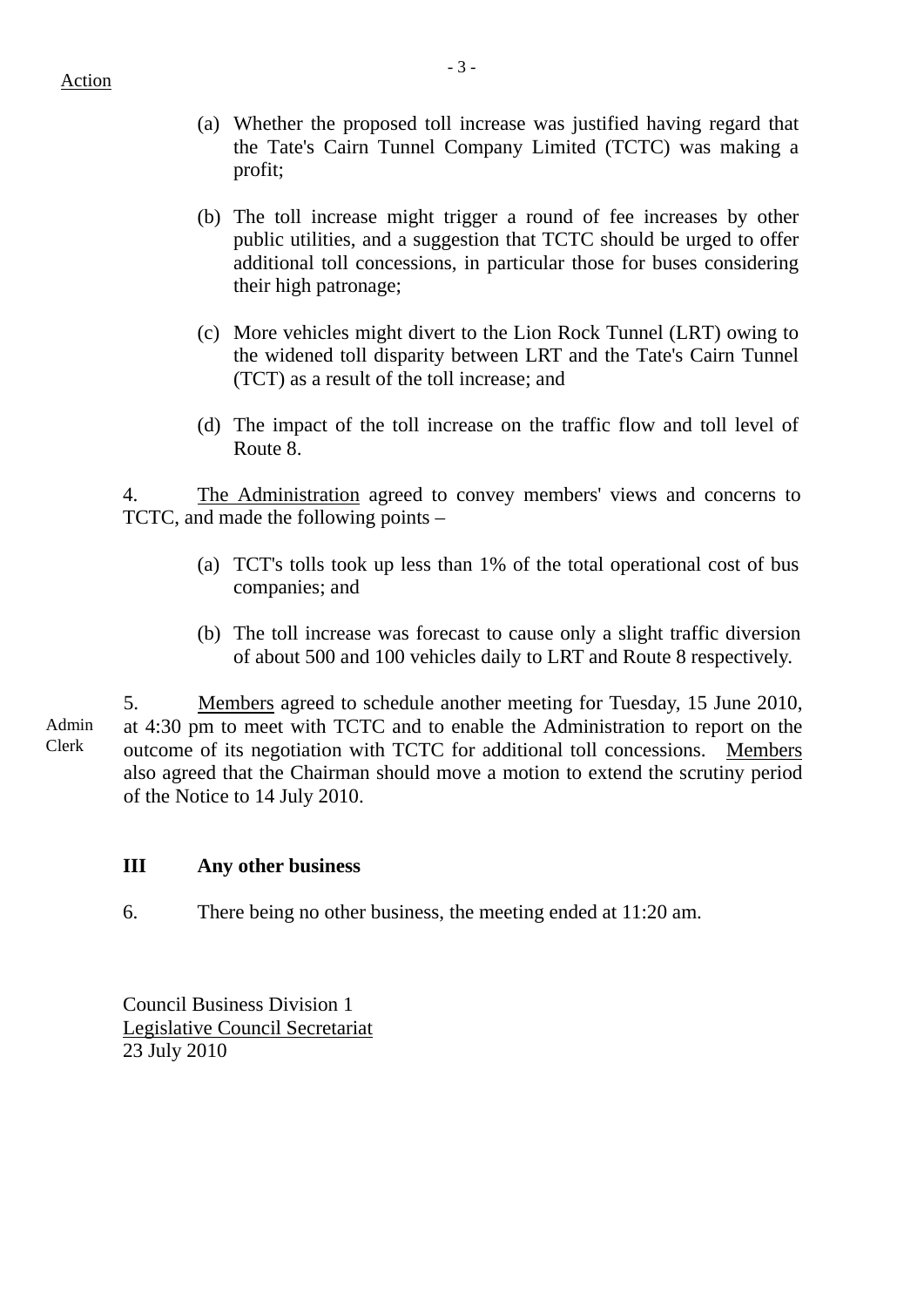Action

(a) Whether the proposed toll increase was justified having regard that the Tate's Cairn Tunnel Company Limited (TCTC) was making a profit;

(b) The toll increase might trigger a round of fee increases by other public utilities, and a suggestion that TCTC should be urged to offer additional toll concessions, in particular those for buses considering their high patronage;

(c) More vehicles might divert to the Lion Rock Tunnel (LRT) owing to the widened toll disparity between LRT and the Tate's Cairn Tunnel (TCT) as a result of the toll increase; and

(d) The impact of the toll increase on the traffic flow and toll level of Route 8.

4. The Administration agreed to convey members' views and concerns to TCTC, and made the following points –

(a) TCT's tolls took up less than 1% of the total operational cost of bus companies; and

(b) The toll increase was forecast to cause only a slight traffic diversion of about 500 and 100 vehicles daily to LRT and Route 8 respectively.

Admin
Clerk

5. Members agreed to schedule another meeting for Tuesday, 15 June 2010, at 4:30 pm to meet with TCTC and to enable the Administration to report on the outcome of its negotiation with TCTC for additional toll concessions. Members also agreed that the Chairman should move a motion to extend the scrutiny period of the Notice to 14 July 2010.

### III Any other business

6. There being no other business, the meeting ended at 11:20 am.

Council Business Division 1
Legislative Council Secretariat
23 July 2010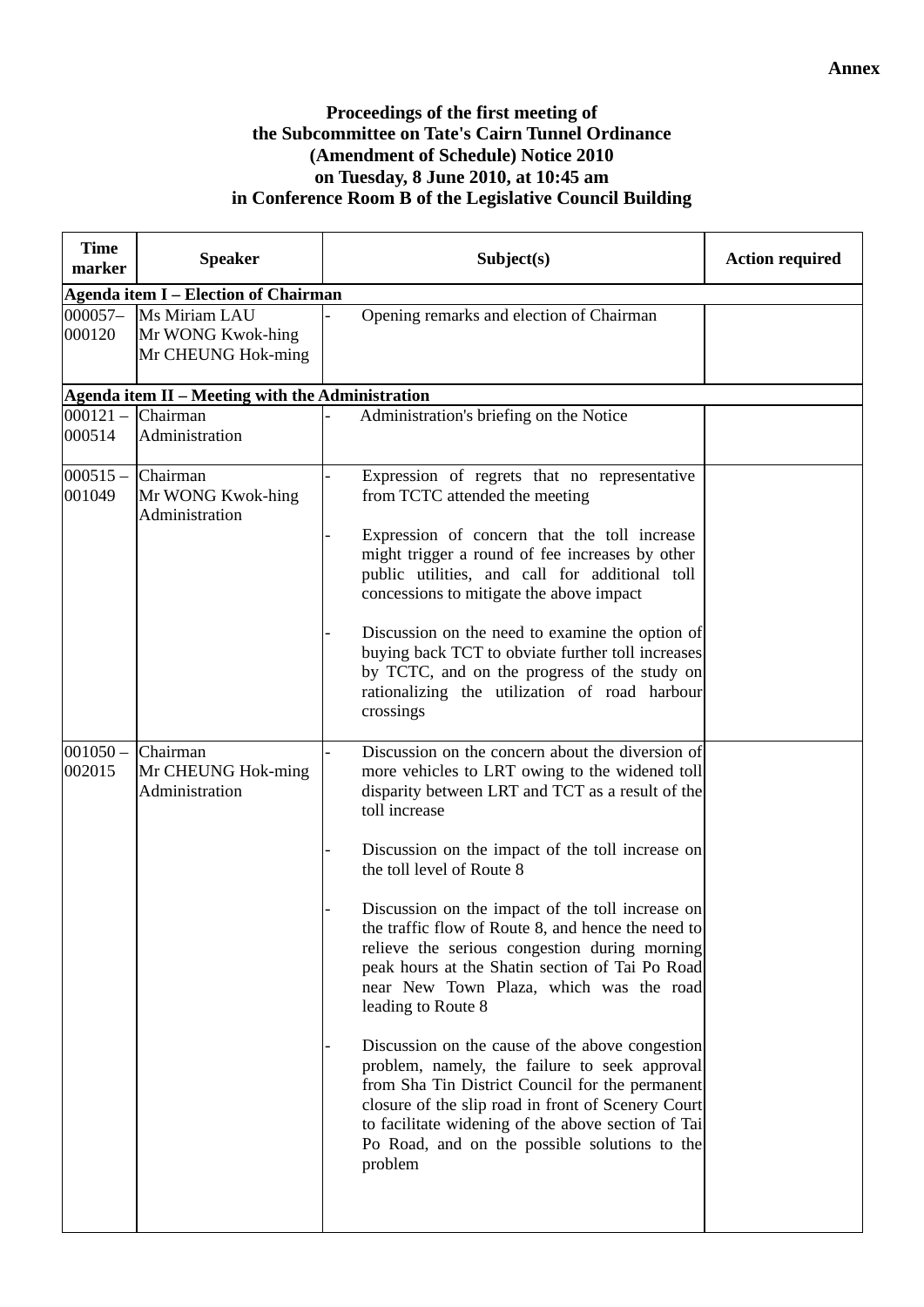**Annex**

**Proceedings of the first meeting of the Subcommittee on Tate's Cairn Tunnel Ordinance (Amendment of Schedule) Notice 2010 on Tuesday, 8 June 2010, at 10:45 am in Conference Room B of the Legislative Council Building**

| Time marker | Speaker | Subject(s) | Action required |
|---|---|---|---|
| **Agenda item I – Election of Chairman** | | | |
| 000057– 000120 | Ms Miriam LAU<br>Mr WONG Kwok-hing<br>Mr CHEUNG Hok-ming | - Opening remarks and election of Chairman | |
| **Agenda item II – Meeting with the Administration** | | | |
| 000121 – 000514 | Chairman<br>Administration | - Administration's briefing on the Notice | |
| 000515 – 001049 | Chairman<br>Mr WONG Kwok-hing<br>Administration | - Expression of regrets that no representative from TCTC attended the meeting<br><br>- Expression of concern that the toll increase might trigger a round of fee increases by other public utilities, and call for additional toll concessions to mitigate the above impact<br><br>- Discussion on the need to examine the option of buying back TCT to obviate further toll increases by TCTC, and on the progress of the study on rationalizing the utilization of road harbour crossings | |
| 001050 – 002015 | Chairman<br>Mr CHEUNG Hok-ming<br>Administration | - Discussion on the concern about the diversion of more vehicles to LRT owing to the widened toll disparity between LRT and TCT as a result of the toll increase<br><br>- Discussion on the impact of the toll increase on the toll level of Route 8<br><br>- Discussion on the impact of the toll increase on the traffic flow of Route 8, and hence the need to relieve the serious congestion during morning peak hours at the Shatin section of Tai Po Road near New Town Plaza, which was the road leading to Route 8<br><br>- Discussion on the cause of the above congestion problem, namely, the failure to seek approval from Sha Tin District Council for the permanent closure of the slip road in front of Scenery Court to facilitate widening of the above section of Tai Po Road, and on the possible solutions to the problem | |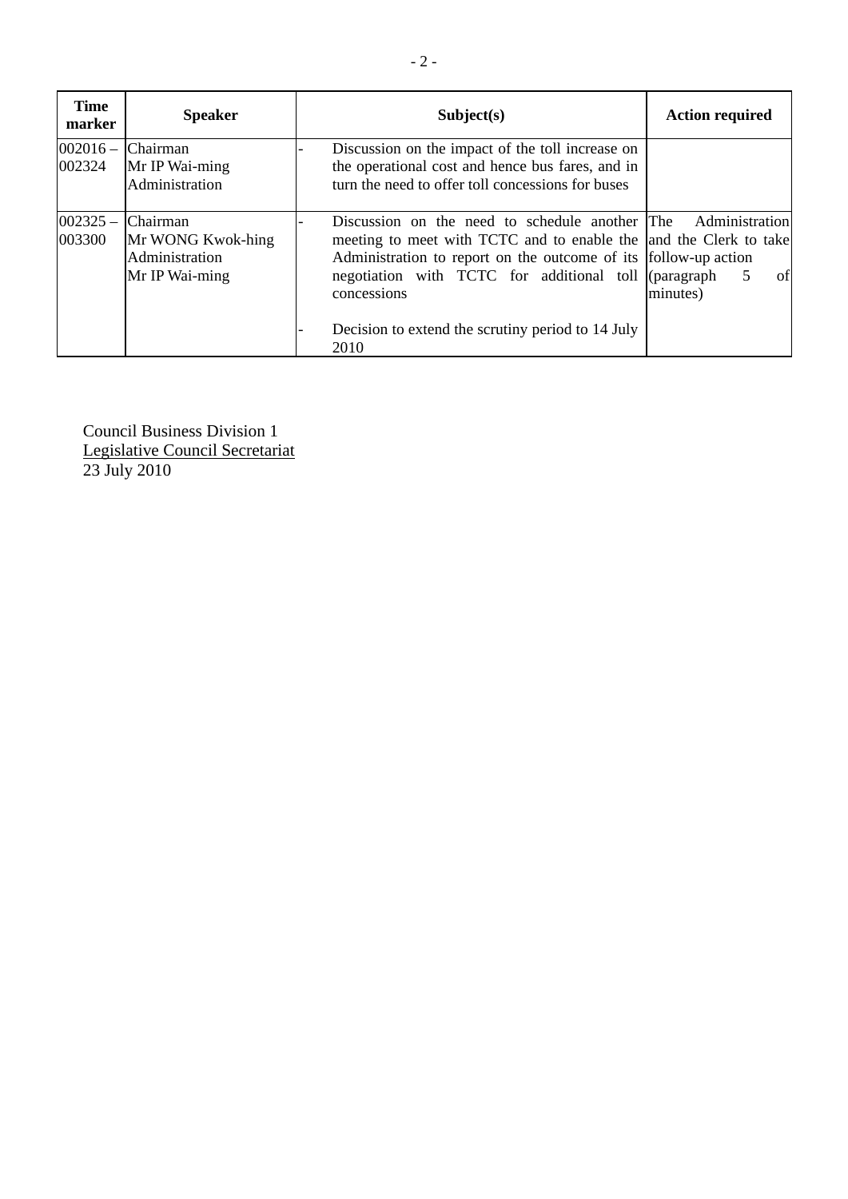| Time marker | Speaker | Subject(s) | Action required |
|---|---|---|---|
| 002016 – 002324 | Chairman<br>Mr IP Wai-ming<br>Administration | - Discussion on the impact of the toll increase on the operational cost and hence bus fares, and in turn the need to offer toll concessions for buses | |
| 002325 – 003300 | Chairman<br>Mr WONG Kwok-hing<br>Administration<br>Mr IP Wai-ming | - Discussion on the need to schedule another meeting to meet with TCTC and to enable the Administration to report on the outcome of its negotiation with TCTC for additional toll concessions<br><br>- Decision to extend the scrutiny period to 14 July 2010 | The Administration and the Clerk to take follow-up action (paragraph 5 of minutes) |

Council Business Division 1
Legislative Council Secretariat
23 July 2010